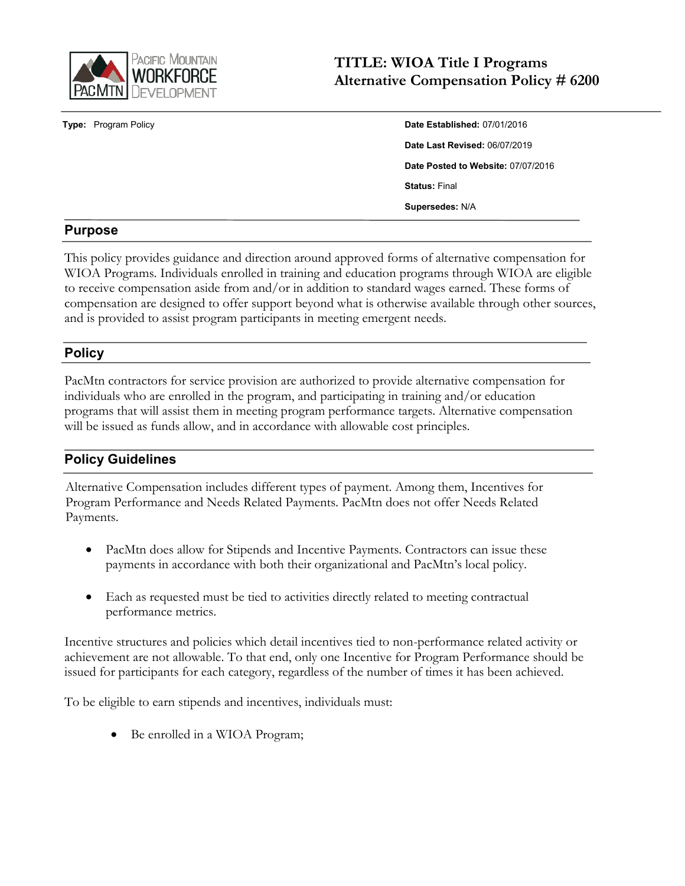Pacific Mountain Workforce Development

# TITLE: WIOA Title I Programs Alternative Compensation Policy # 6200

**Type:** Program Policy

**Date Established:** 07/01/2016

**Date Last Revised:** 06/07/2019

**Date Posted to Website:** 07/07/2016

**Status:** Final

**Supersedes:** N/A

## Purpose

This policy provides guidance and direction around approved forms of alternative compensation for WIOA Programs. Individuals enrolled in training and education programs through WIOA are eligible to receive compensation aside from and/or in addition to standard wages earned. These forms of compensation are designed to offer support beyond what is otherwise available through other sources, and is provided to assist program participants in meeting emergent needs.

## Policy

PacMtn contractors for service provision are authorized to provide alternative compensation for individuals who are enrolled in the program, and participating in training and/or education programs that will assist them in meeting program performance targets. Alternative compensation will be issued as funds allow, and in accordance with allowable cost principles.

## Policy Guidelines

Alternative Compensation includes different types of payment. Among them, Incentives for Program Performance and Needs Related Payments. PacMtn does not offer Needs Related Payments.

- PacMtn does allow for Stipends and Incentive Payments. Contractors can issue these payments in accordance with both their organizational and PacMtn's local policy.
- Each as requested must be tied to activities directly related to meeting contractual performance metrics.

Incentive structures and policies which detail incentives tied to non-performance related activity or achievement are not allowable. To that end, only one Incentive for Program Performance should be issued for participants for each category, regardless of the number of times it has been achieved.

To be eligible to earn stipends and incentives, individuals must:

- Be enrolled in a WIOA Program;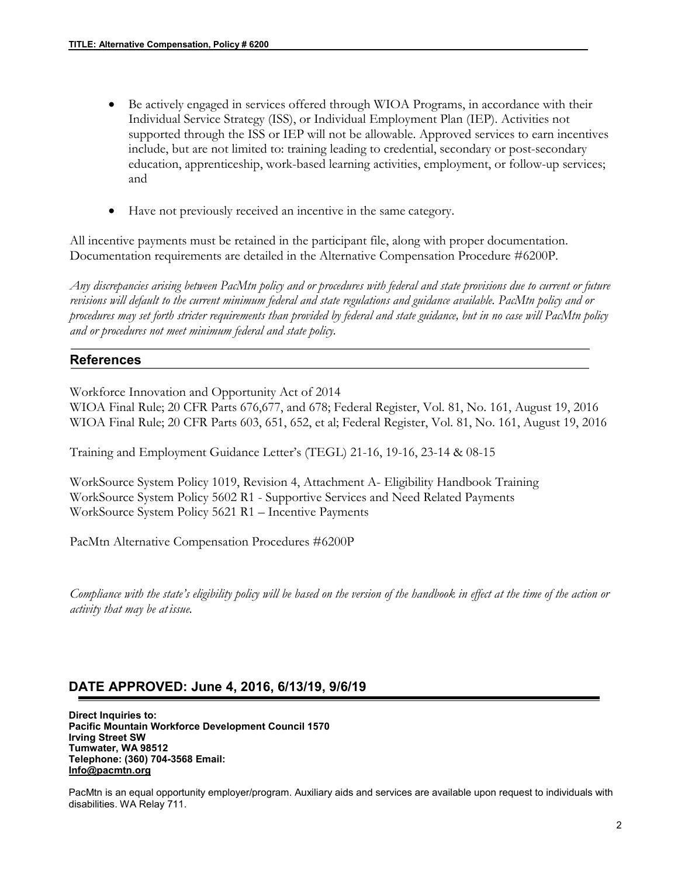- Be actively engaged in services offered through WIOA Programs, in accordance with their Individual Service Strategy (ISS), or Individual Employment Plan (IEP). Activities not supported through the ISS or IEP will not be allowable. Approved services to earn incentives include, but are not limited to: training leading to credential, secondary or post-secondary education, apprenticeship, work-based learning activities, employment, or follow-up services; and

- Have not previously received an incentive in the same category.

All incentive payments must be retained in the participant file, along with proper documentation. Documentation requirements are detailed in the Alternative Compensation Procedure #6200P.

*Any discrepancies arising between PacMtn policy and or procedures with federal and state provisions due to current or future revisions will default to the current minimum federal and state regulations and guidance available. PacMtn policy and or procedures may set forth stricter requirements than provided by federal and state guidance, but in no case will PacMtn policy and or procedures not meet minimum federal and state policy.*

## References

Workforce Innovation and Opportunity Act of 2014
WIOA Final Rule; 20 CFR Parts 676,677, and 678; Federal Register, Vol. 81, No. 161, August 19, 2016
WIOA Final Rule; 20 CFR Parts 603, 651, 652, et al; Federal Register, Vol. 81, No. 161, August 19, 2016

Training and Employment Guidance Letter's (TEGL) 21-16, 19-16, 23-14 & 08-15

WorkSource System Policy 1019, Revision 4, Attachment A- Eligibility Handbook Training
WorkSource System Policy 5602 R1 - Supportive Services and Need Related Payments
WorkSource System Policy 5621 R1 – Incentive Payments

PacMtn Alternative Compensation Procedures #6200P

*Compliance with the state's eligibility policy will be based on the version of the handbook in effect at the time of the action or activity that may be at issue.*

## DATE APPROVED: June 4, 2016, 6/13/19, 9/6/19

**Direct Inquiries to:**
**Pacific Mountain Workforce Development Council 1570 Irving Street SW**
**Tumwater, WA 98512**
**Telephone: (360) 704-3568 Email: Info@pacmtn.org**

PacMtn is an equal opportunity employer/program. Auxiliary aids and services are available upon request to individuals with disabilities. WA Relay 711.